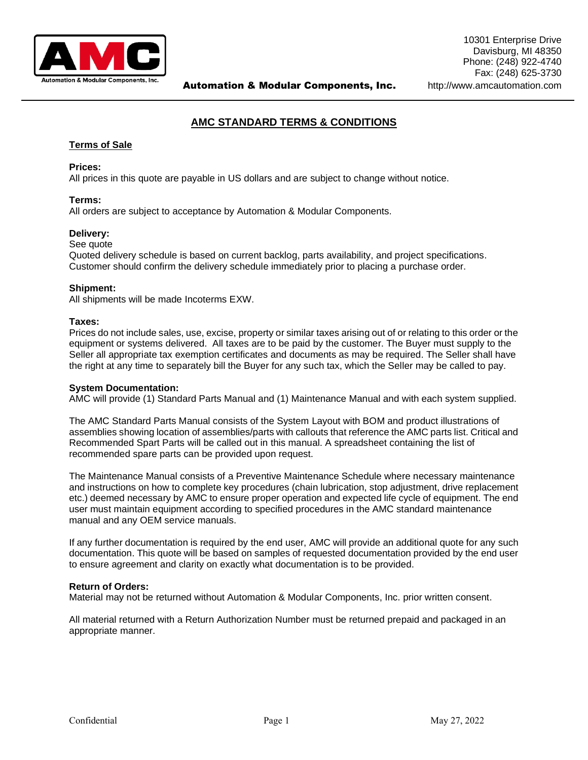Automation & Modular Components, Inc.

10301 Enterprise Drive
Davisburg, MI 48350
Phone: (248) 922-4740
Fax: (248) 625-3730
http://www.amcautomation.com

# AMC STANDARD TERMS & CONDITIONS

## Terms of Sale

**Prices:**
All prices in this quote are payable in US dollars and are subject to change without notice.

**Terms:**
All orders are subject to acceptance by Automation & Modular Components.

**Delivery:**
See quote
Quoted delivery schedule is based on current backlog, parts availability, and project specifications. Customer should confirm the delivery schedule immediately prior to placing a purchase order.

**Shipment:**
All shipments will be made Incoterms EXW.

**Taxes:**
Prices do not include sales, use, excise, property or similar taxes arising out of or relating to this order or the equipment or systems delivered. All taxes are to be paid by the customer. The Buyer must supply to the Seller all appropriate tax exemption certificates and documents as may be required. The Seller shall have the right at any time to separately bill the Buyer for any such tax, which the Seller may be called to pay.

**System Documentation:**
AMC will provide (1) Standard Parts Manual and (1) Maintenance Manual and with each system supplied.

The AMC Standard Parts Manual consists of the System Layout with BOM and product illustrations of assemblies showing location of assemblies/parts with callouts that reference the AMC parts list. Critical and Recommended Spart Parts will be called out in this manual. A spreadsheet containing the list of recommended spare parts can be provided upon request.

The Maintenance Manual consists of a Preventive Maintenance Schedule where necessary maintenance and instructions on how to complete key procedures (chain lubrication, stop adjustment, drive replacement etc.) deemed necessary by AMC to ensure proper operation and expected life cycle of equipment. The end user must maintain equipment according to specified procedures in the AMC standard maintenance manual and any OEM service manuals.

If any further documentation is required by the end user, AMC will provide an additional quote for any such documentation. This quote will be based on samples of requested documentation provided by the end user to ensure agreement and clarity on exactly what documentation is to be provided.

**Return of Orders:**
Material may not be returned without Automation & Modular Components, Inc. prior written consent.

All material returned with a Return Authorization Number must be returned prepaid and packaged in an appropriate manner.

Confidential May 27, 2022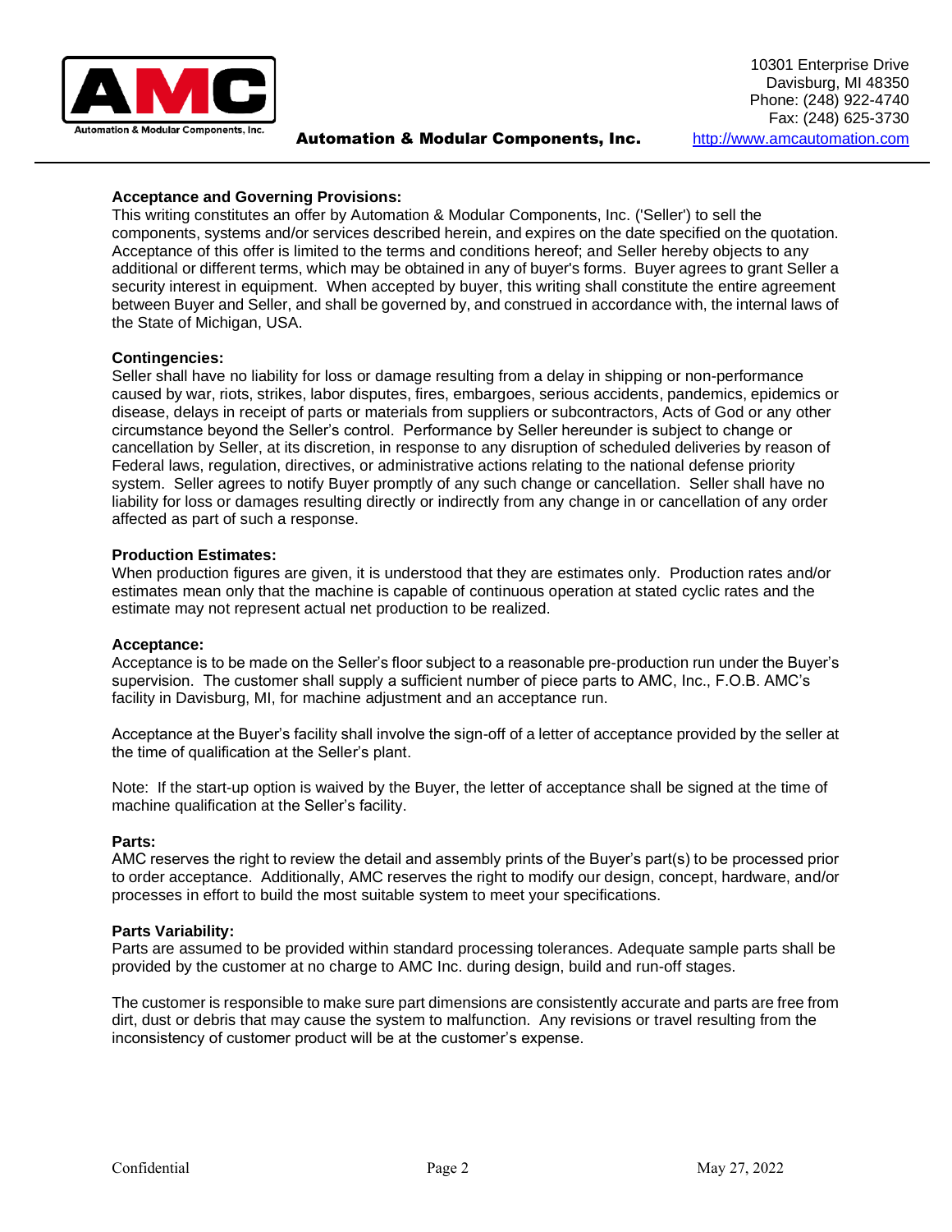**Acceptance and Governing Provisions:**
This writing constitutes an offer by Automation & Modular Components, Inc. ('Seller') to sell the components, systems and/or services described herein, and expires on the date specified on the quotation. Acceptance of this offer is limited to the terms and conditions hereof; and Seller hereby objects to any additional or different terms, which may be obtained in any of buyer's forms. Buyer agrees to grant Seller a security interest in equipment. When accepted by buyer, this writing shall constitute the entire agreement between Buyer and Seller, and shall be governed by, and construed in accordance with, the internal laws of the State of Michigan, USA.

**Contingencies:**
Seller shall have no liability for loss or damage resulting from a delay in shipping or non-performance caused by war, riots, strikes, labor disputes, fires, embargoes, serious accidents, pandemics, epidemics or disease, delays in receipt of parts or materials from suppliers or subcontractors, Acts of God or any other circumstance beyond the Seller's control. Performance by Seller hereunder is subject to change or cancellation by Seller, at its discretion, in response to any disruption of scheduled deliveries by reason of Federal laws, regulation, directives, or administrative actions relating to the national defense priority system. Seller agrees to notify Buyer promptly of any such change or cancellation. Seller shall have no liability for loss or damages resulting directly or indirectly from any change in or cancellation of any order affected as part of such a response.

**Production Estimates:**
When production figures are given, it is understood that they are estimates only. Production rates and/or estimates mean only that the machine is capable of continuous operation at stated cyclic rates and the estimate may not represent actual net production to be realized.

**Acceptance:**
Acceptance is to be made on the Seller's floor subject to a reasonable pre-production run under the Buyer's supervision. The customer shall supply a sufficient number of piece parts to AMC, Inc., F.O.B. AMC's facility in Davisburg, MI, for machine adjustment and an acceptance run.

Acceptance at the Buyer's facility shall involve the sign-off of a letter of acceptance provided by the seller at the time of qualification at the Seller's plant.

Note: If the start-up option is waived by the Buyer, the letter of acceptance shall be signed at the time of machine qualification at the Seller's facility.

**Parts:**
AMC reserves the right to review the detail and assembly prints of the Buyer's part(s) to be processed prior to order acceptance. Additionally, AMC reserves the right to modify our design, concept, hardware, and/or processes in effort to build the most suitable system to meet your specifications.

**Parts Variability:**
Parts are assumed to be provided within standard processing tolerances. Adequate sample parts shall be provided by the customer at no charge to AMC Inc. during design, build and run-off stages.

The customer is responsible to make sure part dimensions are consistently accurate and parts are free from dirt, dust or debris that may cause the system to malfunction. Any revisions or travel resulting from the inconsistency of customer product will be at the customer's expense.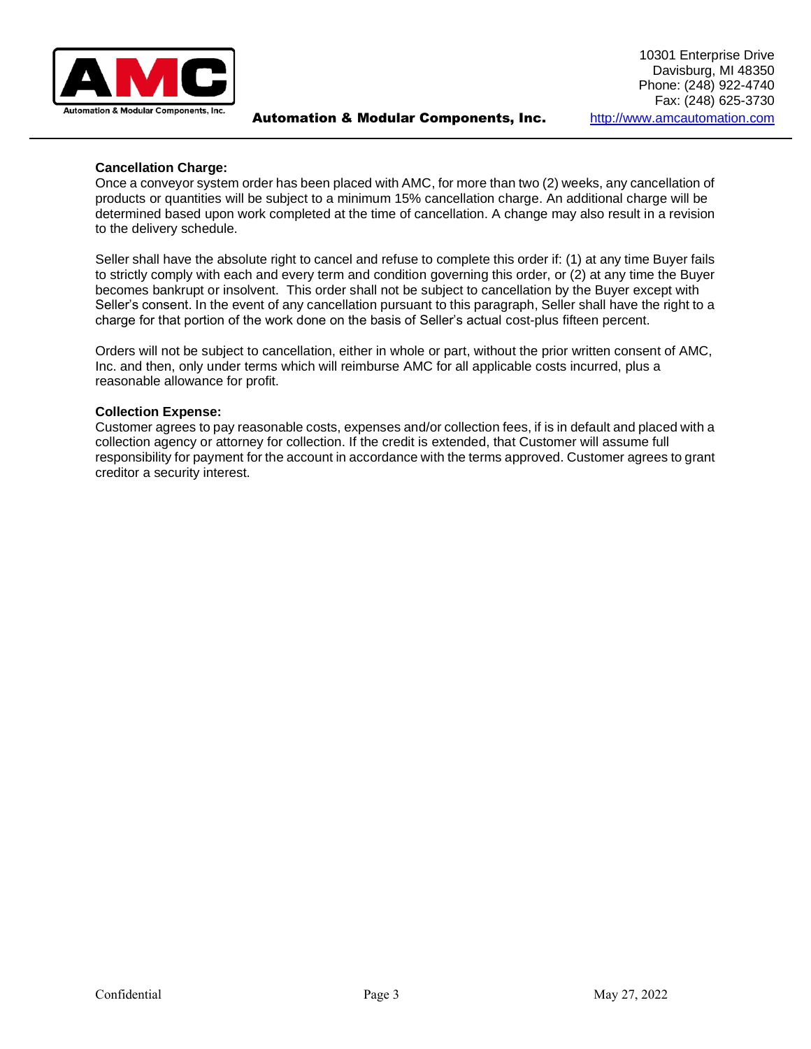**Cancellation Charge:**
Once a conveyor system order has been placed with AMC, for more than two (2) weeks, any cancellation of products or quantities will be subject to a minimum 15% cancellation charge. An additional charge will be determined based upon work completed at the time of cancellation. A change may also result in a revision to the delivery schedule.

Seller shall have the absolute right to cancel and refuse to complete this order if: (1) at any time Buyer fails to strictly comply with each and every term and condition governing this order, or (2) at any time the Buyer becomes bankrupt or insolvent. This order shall not be subject to cancellation by the Buyer except with Seller's consent. In the event of any cancellation pursuant to this paragraph, Seller shall have the right to a charge for that portion of the work done on the basis of Seller's actual cost-plus fifteen percent.

Orders will not be subject to cancellation, either in whole or part, without the prior written consent of AMC, Inc. and then, only under terms which will reimburse AMC for all applicable costs incurred, plus a reasonable allowance for profit.

**Collection Expense:**
Customer agrees to pay reasonable costs, expenses and/or collection fees, if is in default and placed with a collection agency or attorney for collection. If the credit is extended, that Customer will assume full responsibility for payment for the account in accordance with the terms approved. Customer agrees to grant creditor a security interest.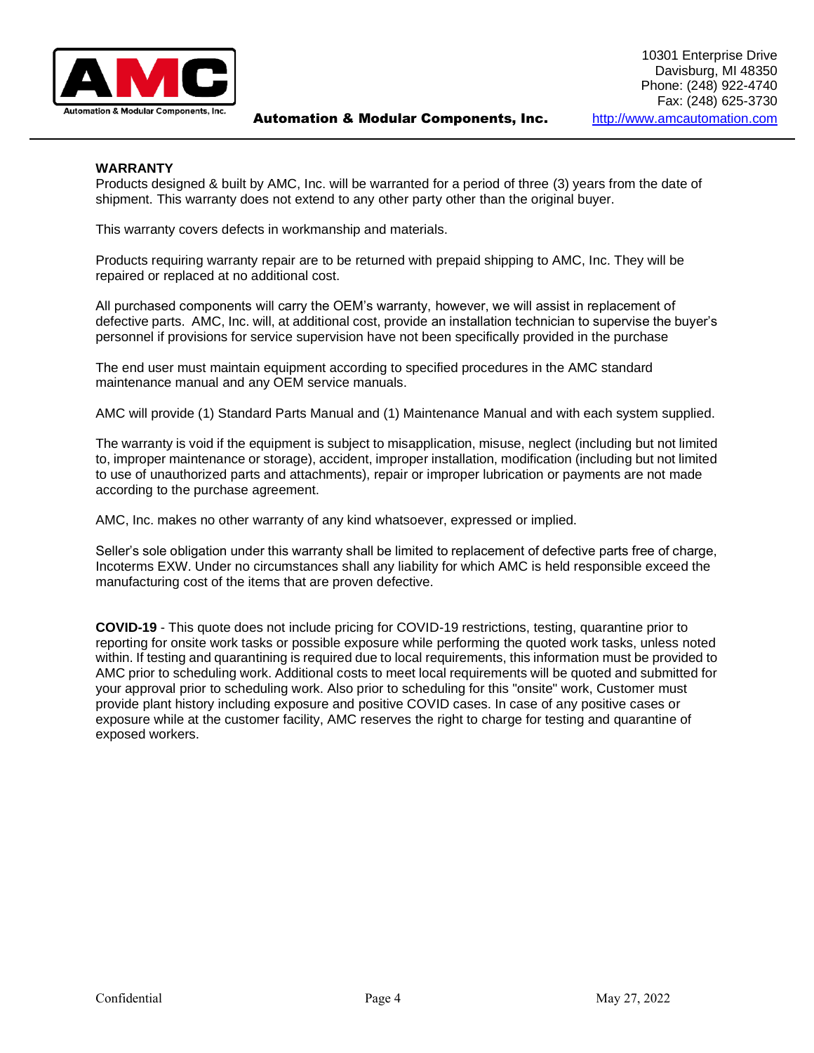## WARRANTY

Products designed & built by AMC, Inc. will be warranted for a period of three (3) years from the date of shipment. This warranty does not extend to any other party other than the original buyer.

This warranty covers defects in workmanship and materials.

Products requiring warranty repair are to be returned with prepaid shipping to AMC, Inc. They will be repaired or replaced at no additional cost.

All purchased components will carry the OEM's warranty, however, we will assist in replacement of defective parts.  AMC, Inc. will, at additional cost, provide an installation technician to supervise the buyer's personnel if provisions for service supervision have not been specifically provided in the purchase

The end user must maintain equipment according to specified procedures in the AMC standard maintenance manual and any OEM service manuals.

AMC will provide (1) Standard Parts Manual and (1) Maintenance Manual and with each system supplied.

The warranty is void if the equipment is subject to misapplication, misuse, neglect (including but not limited to, improper maintenance or storage), accident, improper installation, modification (including but not limited to use of unauthorized parts and attachments), repair or improper lubrication or payments are not made according to the purchase agreement.

AMC, Inc. makes no other warranty of any kind whatsoever, expressed or implied.

Seller's sole obligation under this warranty shall be limited to replacement of defective parts free of charge, Incoterms EXW. Under no circumstances shall any liability for which AMC is held responsible exceed the manufacturing cost of the items that are proven defective.

**COVID-19** - This quote does not include pricing for COVID-19 restrictions, testing, quarantine prior to reporting for onsite work tasks or possible exposure while performing the quoted work tasks, unless noted within. If testing and quarantining is required due to local requirements, this information must be provided to AMC prior to scheduling work. Additional costs to meet local requirements will be quoted and submitted for your approval prior to scheduling work. Also prior to scheduling for this "onsite" work, Customer must provide plant history including exposure and positive COVID cases. In case of any positive cases or exposure while at the customer facility, AMC reserves the right to charge for testing and quarantine of exposed workers.